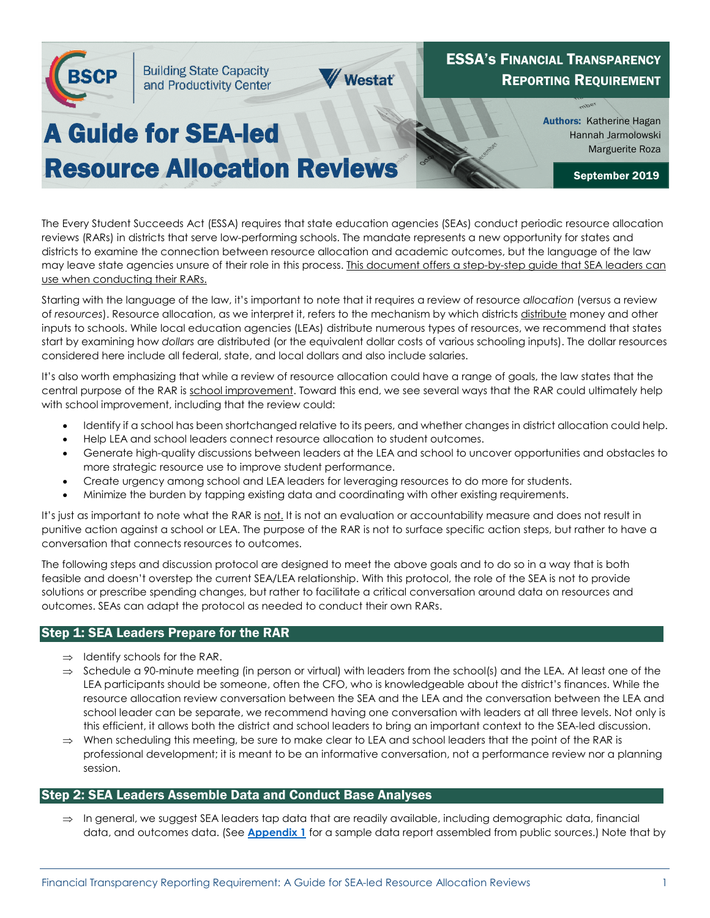Building State Capacity and Productivity Center

Westat

**ESSA's Financial Transparency Reporting Requirement**

# A Guide for SEA-led Resource Allocation Reviews

**Authors:** Katherine Hagan, Hannah Jarmolowski, Marguerite Roza

**September 2019**

The Every Student Succeeds Act (ESSA) requires that state education agencies (SEAs) conduct periodic resource allocation reviews (RARs) in districts that serve low-performing schools. The mandate represents a new opportunity for states and districts to examine the connection between resource allocation and academic outcomes, but the language of the law may leave state agencies unsure of their role in this process. This document offers a step-by-step guide that SEA leaders can use when conducting their RARs.

Starting with the language of the law, it's important to note that it requires a review of resource *allocation* (versus a review of *resources*). Resource allocation, as we interpret it, refers to the mechanism by which districts distribute money and other inputs to schools. While local education agencies (LEAs) distribute numerous types of resources, we recommend that states start by examining how *dollars* are distributed (or the equivalent dollar costs of various schooling inputs). The dollar resources considered here include all federal, state, and local dollars and also include salaries.

It's also worth emphasizing that while a review of resource allocation could have a range of goals, the law states that the central purpose of the RAR is school improvement. Toward this end, we see several ways that the RAR could ultimately help with school improvement, including that the review could:

- Identify if a school has been shortchanged relative to its peers, and whether changes in district allocation could help.
- Help LEA and school leaders connect resource allocation to student outcomes.
- Generate high-quality discussions between leaders at the LEA and school to uncover opportunities and obstacles to more strategic resource use to improve student performance.
- Create urgency among school and LEA leaders for leveraging resources to do more for students.
- Minimize the burden by tapping existing data and coordinating with other existing requirements.

It's just as important to note what the RAR is not. It is not an evaluation or accountability measure and does not result in punitive action against a school or LEA. The purpose of the RAR is not to surface specific action steps, but rather to have a conversation that connects resources to outcomes.

The following steps and discussion protocol are designed to meet the above goals and to do so in a way that is both feasible and doesn't overstep the current SEA/LEA relationship. With this protocol, the role of the SEA is not to provide solutions or prescribe spending changes, but rather to facilitate a critical conversation around data on resources and outcomes. SEAs can adapt the protocol as needed to conduct their own RARs.

## Step 1: SEA Leaders Prepare for the RAR

- ⇒ Identify schools for the RAR.
- ⇒ Schedule a 90-minute meeting (in person or virtual) with leaders from the school(s) and the LEA. At least one of the LEA participants should be someone, often the CFO, who is knowledgeable about the district's finances. While the resource allocation review conversation between the SEA and the LEA and the conversation between the LEA and school leader can be separate, we recommend having one conversation with leaders at all three levels. Not only is this efficient, it allows both the district and school leaders to bring an important context to the SEA-led discussion.
- ⇒ When scheduling this meeting, be sure to make clear to LEA and school leaders that the point of the RAR is professional development; it is meant to be an informative conversation, not a performance review nor a planning session.

## Step 2: SEA Leaders Assemble Data and Conduct Base Analyses

- ⇒ In general, we suggest SEA leaders tap data that are readily available, including demographic data, financial data, and outcomes data. (See **Appendix 1** for a sample data report assembled from public sources.) Note that by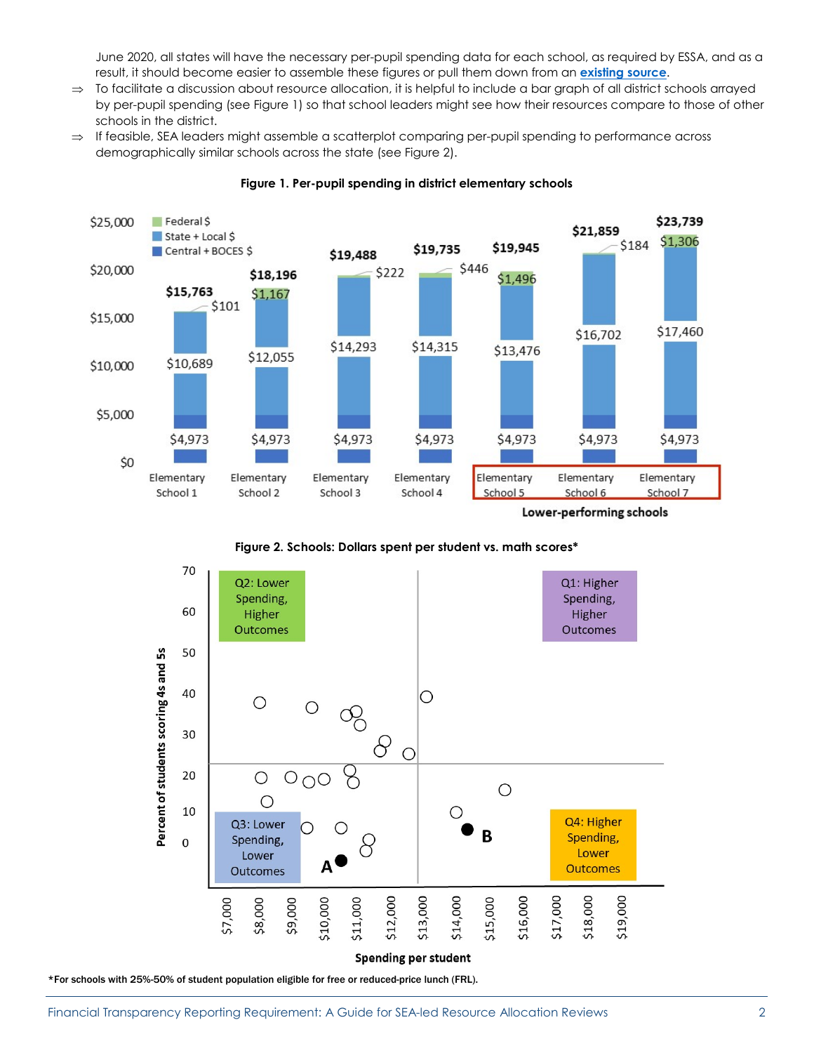June 2020, all states will have the necessary per-pupil spending data for each school, as required by ESSA, and as a result, it should become easier to assemble these figures or pull them down from an **existing source**.

⇒ To facilitate a discussion about resource allocation, it is helpful to include a bar graph of all district schools arrayed by per-pupil spending (see Figure 1) so that school leaders might see how their resources compare to those of other schools in the district.

⇒ If feasible, SEA leaders might assemble a scatterplot comparing per-pupil spending to performance across demographically similar schools across the state (see Figure 2).

**Figure 1. Per-pupil spending in district elementary schools**

| School | Central + BOCES $ | State + Local $ | Federal $ | Total |
|---|---|---|---|---|
| Elementary School 1 | $4,973 | $10,689 | $101 | $15,763 |
| Elementary School 2 | $4,973 | $12,055 | $1,167 | $18,196 |
| Elementary School 3 | $4,973 | $14,293 | $222 | $19,488 |
| Elementary School 4 | $4,973 | $14,315 | $446 | $19,735 |
| Elementary School 5 | $4,973 | $13,476 | $1,496 | $19,945 |
| Elementary School 6 | $4,973 | $16,702 | $184 | $21,859 |
| Elementary School 7 | $4,973 | $17,460 | $1,306 | $23,739 |

Lower-performing schools: Elementary School 5, Elementary School 6, Elementary School 7

**Figure 2. Schools: Dollars spent per student vs. math scores***

Quadrants: Q1: Higher Spending, Higher Outcomes; Q2: Lower Spending, Higher Outcomes; Q3: Lower Spending, Lower Outcomes; Q4: Higher Spending, Lower Outcomes. Points A and B highlighted.

X-axis: Spending per student ($7,000–$19,000). Y-axis: Percent of students scoring 4s and 5s (0–70).

*For schools with 25%-50% of student population eligible for free or reduced-price lunch (FRL).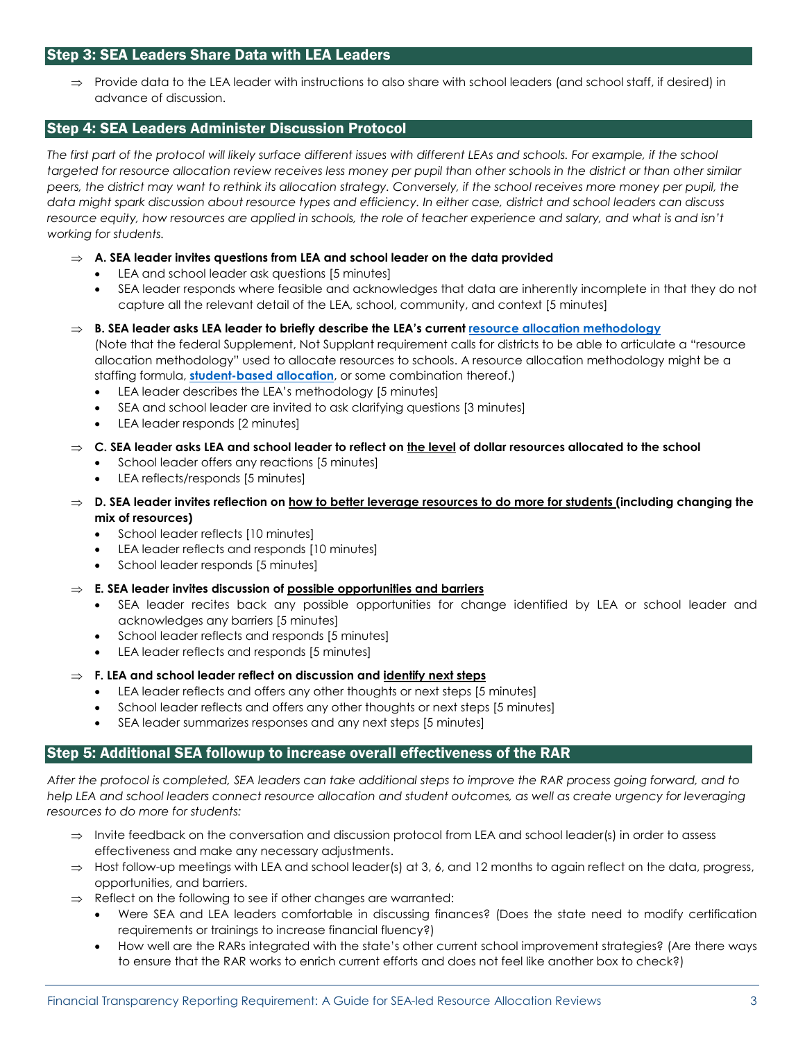## Step 3: SEA Leaders Share Data with LEA Leaders

⇒ Provide data to the LEA leader with instructions to also share with school leaders (and school staff, if desired) in advance of discussion.

## Step 4: SEA Leaders Administer Discussion Protocol

*The first part of the protocol will likely surface different issues with different LEAs and schools. For example, if the school targeted for resource allocation review receives less money per pupil than other schools in the district or than other similar peers, the district may want to rethink its allocation strategy. Conversely, if the school receives more money per pupil, the data might spark discussion about resource types and efficiency. In either case, district and school leaders can discuss resource equity, how resources are applied in schools, the role of teacher experience and salary, and what is and isn't working for students.*

⇒ **A. SEA leader invites questions from LEA and school leader on the data provided**
- LEA and school leader ask questions [5 minutes]
- SEA leader responds where feasible and acknowledges that data are inherently incomplete in that they do not capture all the relevant detail of the LEA, school, community, and context [5 minutes]

⇒ **B. SEA leader asks LEA leader to briefly describe the LEA's current resource allocation methodology**
(Note that the federal Supplement, Not Supplant requirement calls for districts to be able to articulate a "resource allocation methodology" used to allocate resources to schools. A resource allocation methodology might be a staffing formula, **student-based allocation**, or some combination thereof.)
- LEA leader describes the LEA's methodology [5 minutes]
- SEA and school leader are invited to ask clarifying questions [3 minutes]
- LEA leader responds [2 minutes]

⇒ **C. SEA leader asks LEA and school leader to reflect on the level of dollar resources allocated to the school**
- School leader offers any reactions [5 minutes]
- LEA reflects/responds [5 minutes]

⇒ **D. SEA leader invites reflection on how to better leverage resources to do more for students (including changing the mix of resources)**
- School leader reflects [10 minutes]
- LEA leader reflects and responds [10 minutes]
- School leader responds [5 minutes]

⇒ **E. SEA leader invites discussion of possible opportunities and barriers**
- SEA leader recites back any possible opportunities for change identified by LEA or school leader and acknowledges any barriers [5 minutes]
- School leader reflects and responds [5 minutes]
- LEA leader reflects and responds [5 minutes]

⇒ **F. LEA and school leader reflect on discussion and identify next steps**
- LEA leader reflects and offers any other thoughts or next steps [5 minutes]
- School leader reflects and offers any other thoughts or next steps [5 minutes]
- SEA leader summarizes responses and any next steps [5 minutes]

## Step 5: Additional SEA followup to increase overall effectiveness of the RAR

*After the protocol is completed, SEA leaders can take additional steps to improve the RAR process going forward, and to help LEA and school leaders connect resource allocation and student outcomes, as well as create urgency for leveraging resources to do more for students:*

⇒ Invite feedback on the conversation and discussion protocol from LEA and school leader(s) in order to assess effectiveness and make any necessary adjustments.

⇒ Host follow-up meetings with LEA and school leader(s) at 3, 6, and 12 months to again reflect on the data, progress, opportunities, and barriers.

⇒ Reflect on the following to see if other changes are warranted:
- Were SEA and LEA leaders comfortable in discussing finances? (Does the state need to modify certification requirements or trainings to increase financial fluency?)
- How well are the RARs integrated with the state's other current school improvement strategies? (Are there ways to ensure that the RAR works to enrich current efforts and does not feel like another box to check?)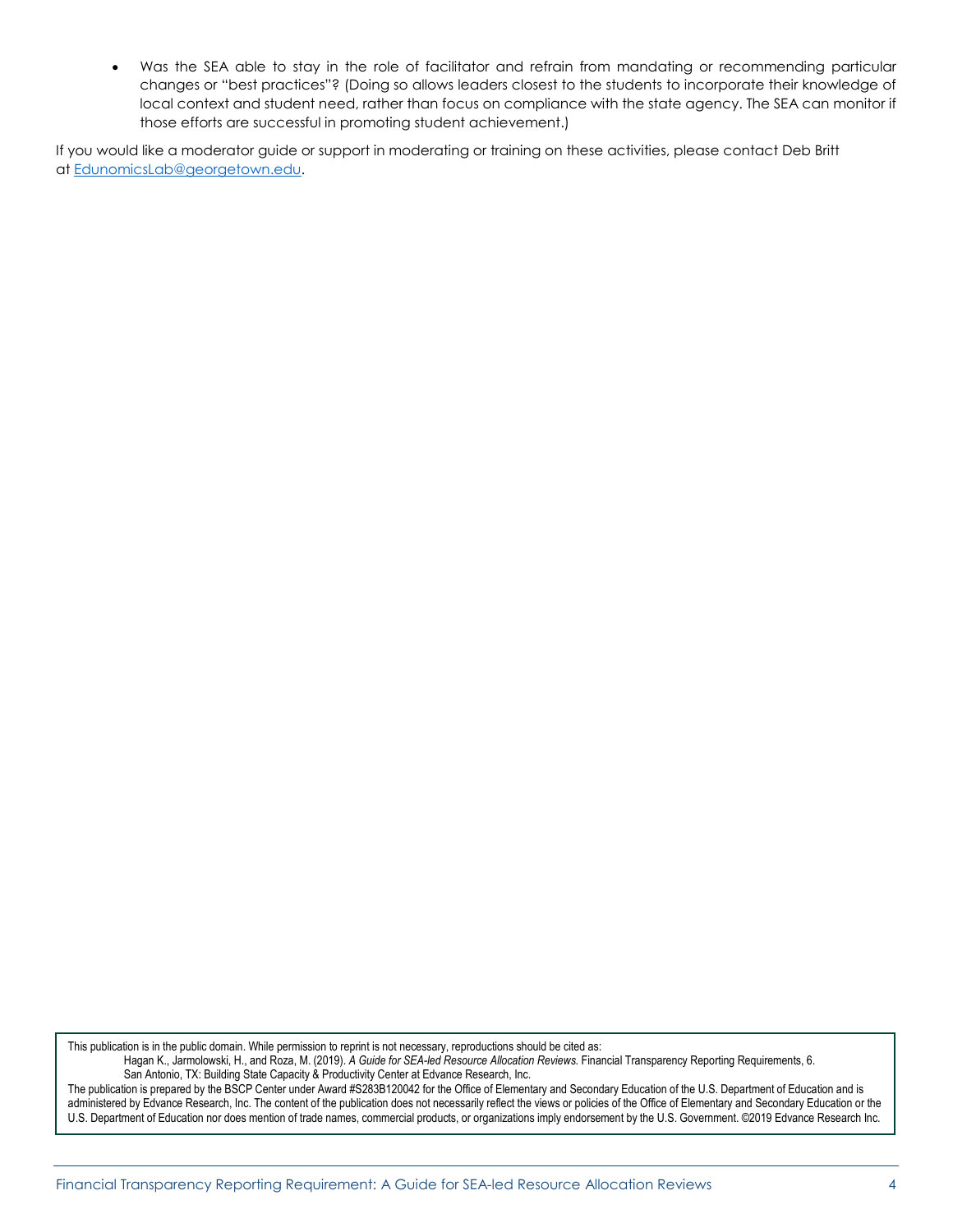- Was the SEA able to stay in the role of facilitator and refrain from mandating or recommending particular changes or "best practices"? (Doing so allows leaders closest to the students to incorporate their knowledge of local context and student need, rather than focus on compliance with the state agency. The SEA can monitor if those efforts are successful in promoting student achievement.)

If you would like a moderator guide or support in moderating or training on these activities, please contact Deb Britt at [EdunomicsLab@georgetown.edu](mailto:EdunomicsLab@georgetown.edu).

This publication is in the public domain. While permission to reprint is not necessary, reproductions should be cited as:

Hagan K., Jarmolowski, H., and Roza, M. (2019). *A Guide for SEA-led Resource Allocation Reviews.* Financial Transparency Reporting Requirements, 6. San Antonio, TX: Building State Capacity & Productivity Center at Edvance Research, Inc.

The publication is prepared by the BSCP Center under Award #S283B120042 for the Office of Elementary and Secondary Education of the U.S. Department of Education and is administered by Edvance Research, Inc. The content of the publication does not necessarily reflect the views or policies of the Office of Elementary and Secondary Education or the U.S. Department of Education nor does mention of trade names, commercial products, or organizations imply endorsement by the U.S. Government. ©2019 Edvance Research Inc.